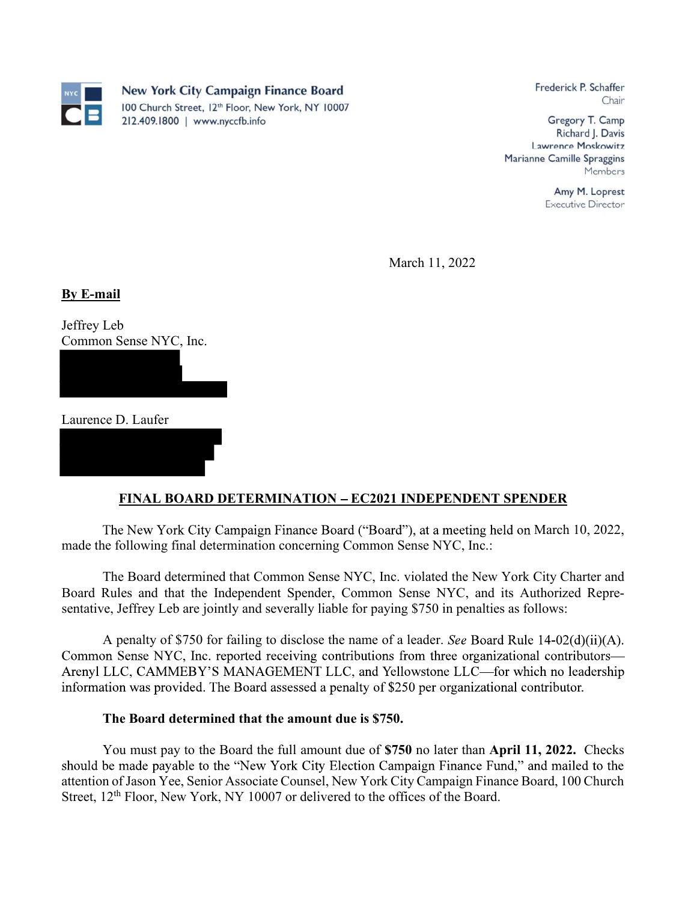**New York City Campaign Finance Board**
100 Church Street, 12th Floor, New York, NY 10007
212.409.1800 | www.nyccfb.info

Frederick P. Schaffer
Chair

Gregory T. Camp
Richard J. Davis
Lawrence Moskowitz
Marianne Camille Spraggins
Members

Amy M. Loprest
Executive Director

March 11, 2022

**By E-mail**

Jeffrey Leb
Common Sense NYC, Inc.

Laurence D. Laufer

## FINAL BOARD DETERMINATION – EC2021 INDEPENDENT SPENDER

The New York City Campaign Finance Board ("Board"), at a meeting held on March 10, 2022, made the following final determination concerning Common Sense NYC, Inc.:

The Board determined that Common Sense NYC, Inc. violated the New York City Charter and Board Rules and that the Independent Spender, Common Sense NYC, and its Authorized Representative, Jeffrey Leb are jointly and severally liable for paying $750 in penalties as follows:

A penalty of $750 for failing to disclose the name of a leader. *See* Board Rule 14-02(d)(ii)(A). Common Sense NYC, Inc. reported receiving contributions from three organizational contributors—Arenyl LLC, CAMMEBY'S MANAGEMENT LLC, and Yellowstone LLC—for which no leadership information was provided. The Board assessed a penalty of $250 per organizational contributor.

**The Board determined that the amount due is $750.**

You must pay to the Board the full amount due of **$750** no later than **April 11, 2022.** Checks should be made payable to the "New York City Election Campaign Finance Fund," and mailed to the attention of Jason Yee, Senior Associate Counsel, New York City Campaign Finance Board, 100 Church Street, 12th Floor, New York, NY 10007 or delivered to the offices of the Board.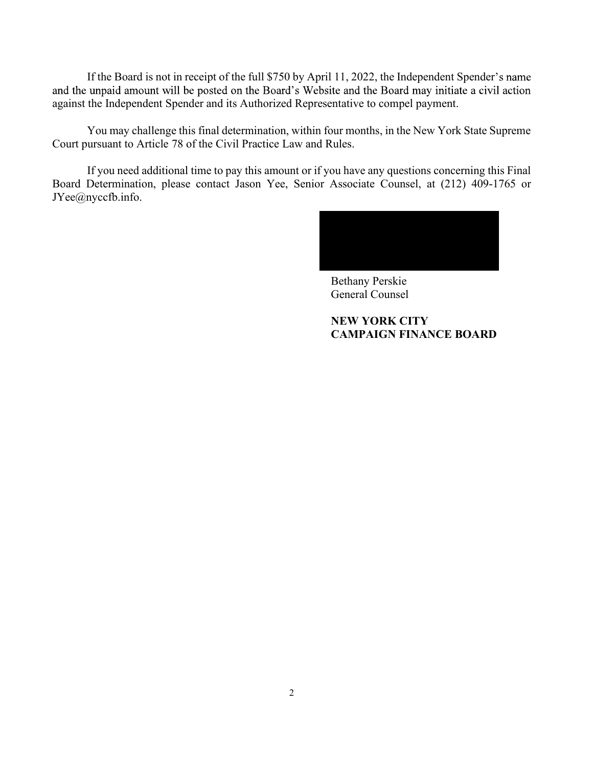If the Board is not in receipt of the full $750 by April 11, 2022, the Independent Spender's name and the unpaid amount will be posted on the Board's Website and the Board may initiate a civil action against the Independent Spender and its Authorized Representative to compel payment.

You may challenge this final determination, within four months, in the New York State Supreme Court pursuant to Article 78 of the Civil Practice Law and Rules.

If you need additional time to pay this amount or if you have any questions concerning this Final Board Determination, please contact Jason Yee, Senior Associate Counsel, at (212) 409-1765 or JYee@nyccfb.info.

Bethany Perskie
General Counsel

**NEW YORK CITY**
**CAMPAIGN FINANCE BOARD**